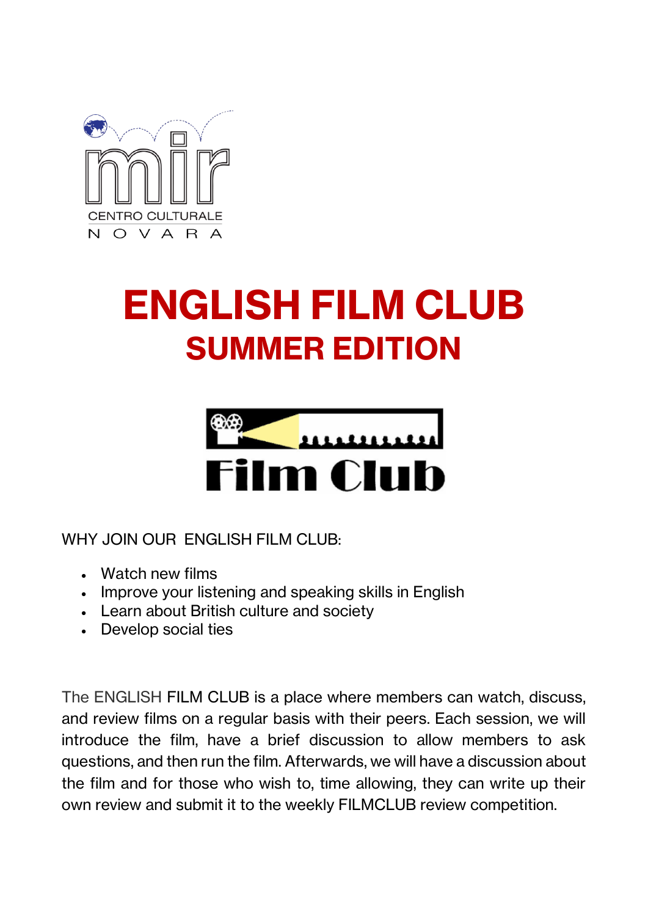mir

CENTRO CULTURALE

NOVARA

# ENGLISH FILM CLUB

## SUMMER EDITION

Film Club

WHY JOIN OUR ENGLISH FILM CLUB:

- Watch new films
- Improve your listening and speaking skills in English
- Learn about British culture and society
- Develop social ties

The ENGLISH FILM CLUB is a place where members can watch, discuss, and review films on a regular basis with their peers. Each session, we will introduce the film, have a brief discussion to allow members to ask questions, and then run the film. Afterwards, we will have a discussion about the film and for those who wish to, time allowing, they can write up their own review and submit it to the weekly FILMCLUB review competition.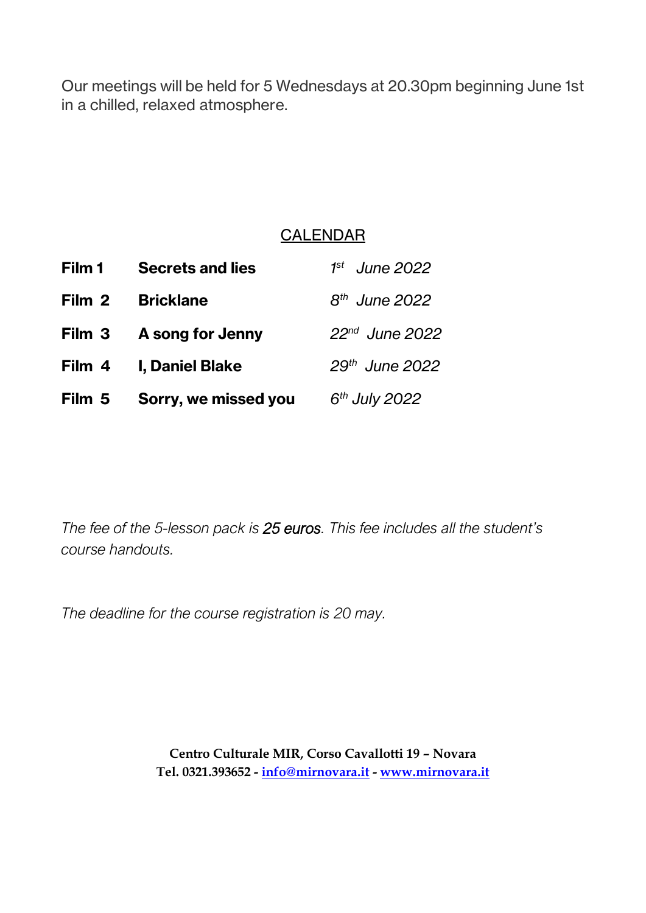Our meetings will be held for 5 Wednesdays at 20.30pm beginning June 1st in a chilled, relaxed atmosphere.

## CALENDAR

| | | |
|---|---|---|
| **Film 1** | **Secrets and lies** | *1st June 2022* |
| **Film 2** | **Bricklane** | *8th June 2022* |
| **Film 3** | **A song for Jenny** | *22nd June 2022* |
| **Film 4** | **I, Daniel Blake** | *29th June 2022* |
| **Film 5** | **Sorry, we missed you** | *6th July 2022* |

*The fee of the 5-lesson pack is 25 euros. This fee includes all the student's course handouts.*

*The deadline for the course registration is 20 may.*

**Centro Culturale MIR, Corso Cavallotti 19 – Novara**
**Tel. 0321.393652 - info@mirnovara.it - www.mirnovara.it**